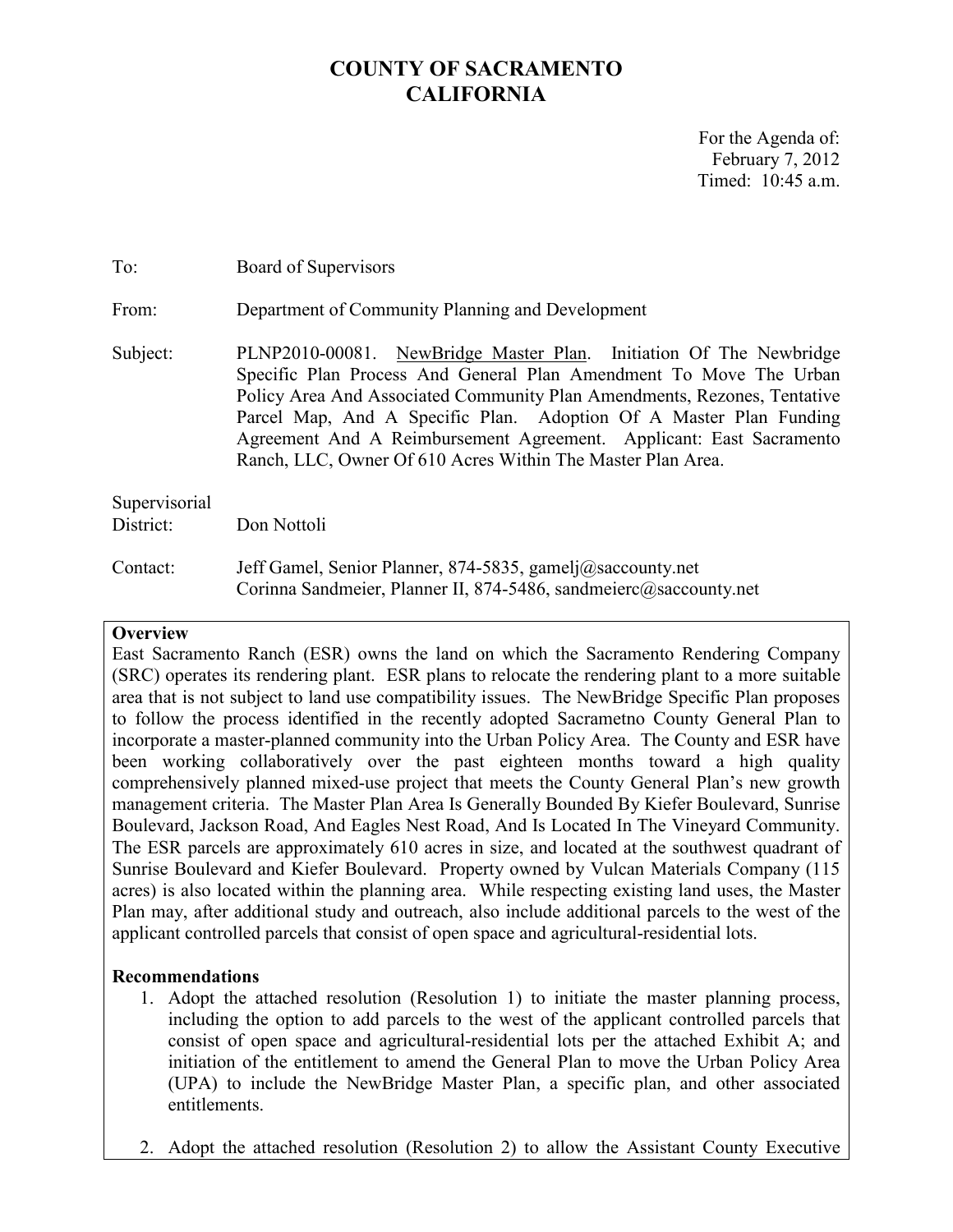# COUNTY OF SACRAMENTO
# CALIFORNIA

For the Agenda of:
February 7, 2012
Timed: 10:45 a.m.

To: Board of Supervisors

From: Department of Community Planning and Development

Subject: PLNP2010-00081. NewBridge Master Plan. Initiation Of The Newbridge Specific Plan Process And General Plan Amendment To Move The Urban Policy Area And Associated Community Plan Amendments, Rezones, Tentative Parcel Map, And A Specific Plan. Adoption Of A Master Plan Funding Agreement And A Reimbursement Agreement. Applicant: East Sacramento Ranch, LLC, Owner Of 610 Acres Within The Master Plan Area.

Supervisorial District: Don Nottoli

Contact: Jeff Gamel, Senior Planner, 874-5835, gamelj@saccounty.net
Corinna Sandmeier, Planner II, 874-5486, sandmeierc@saccounty.net

**Overview**

East Sacramento Ranch (ESR) owns the land on which the Sacramento Rendering Company (SRC) operates its rendering plant. ESR plans to relocate the rendering plant to a more suitable area that is not subject to land use compatibility issues. The NewBridge Specific Plan proposes to follow the process identified in the recently adopted Sacrametno County General Plan to incorporate a master-planned community into the Urban Policy Area. The County and ESR have been working collaboratively over the past eighteen months toward a high quality comprehensively planned mixed-use project that meets the County General Plan's new growth management criteria. The Master Plan Area Is Generally Bounded By Kiefer Boulevard, Sunrise Boulevard, Jackson Road, And Eagles Nest Road, And Is Located In The Vineyard Community. The ESR parcels are approximately 610 acres in size, and located at the southwest quadrant of Sunrise Boulevard and Kiefer Boulevard. Property owned by Vulcan Materials Company (115 acres) is also located within the planning area. While respecting existing land uses, the Master Plan may, after additional study and outreach, also include additional parcels to the west of the applicant controlled parcels that consist of open space and agricultural-residential lots.

**Recommendations**

1. Adopt the attached resolution (Resolution 1) to initiate the master planning process, including the option to add parcels to the west of the applicant controlled parcels that consist of open space and agricultural-residential lots per the attached Exhibit A; and initiation of the entitlement to amend the General Plan to move the Urban Policy Area (UPA) to include the NewBridge Master Plan, a specific plan, and other associated entitlements.

2. Adopt the attached resolution (Resolution 2) to allow the Assistant County Executive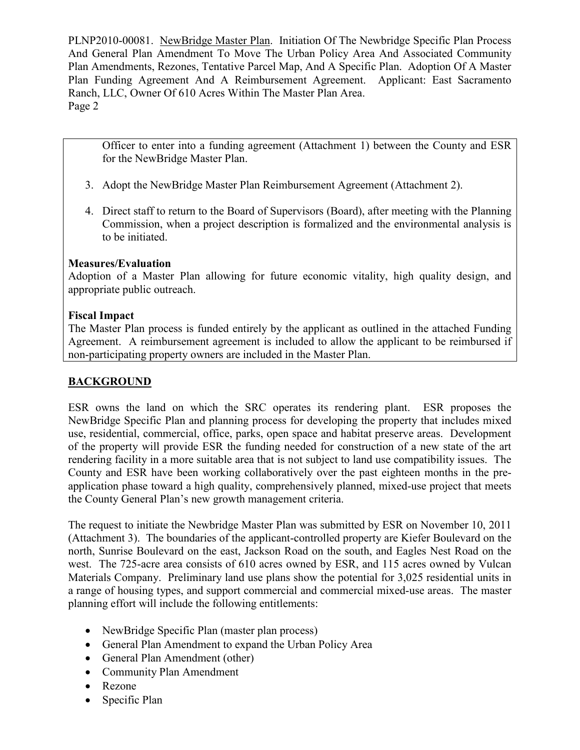Officer to enter into a funding agreement (Attachment 1) between the County and ESR for the NewBridge Master Plan.

3. Adopt the NewBridge Master Plan Reimbursement Agreement (Attachment 2).

4. Direct staff to return to the Board of Supervisors (Board), after meeting with the Planning Commission, when a project description is formalized and the environmental analysis is to be initiated.

**Measures/Evaluation**

Adoption of a Master Plan allowing for future economic vitality, high quality design, and appropriate public outreach.

**Fiscal Impact**

The Master Plan process is funded entirely by the applicant as outlined in the attached Funding Agreement. A reimbursement agreement is included to allow the applicant to be reimbursed if non-participating property owners are included in the Master Plan.

## BACKGROUND

ESR owns the land on which the SRC operates its rendering plant. ESR proposes the NewBridge Specific Plan and planning process for developing the property that includes mixed use, residential, commercial, office, parks, open space and habitat preserve areas. Development of the property will provide ESR the funding needed for construction of a new state of the art rendering facility in a more suitable area that is not subject to land use compatibility issues. The County and ESR have been working collaboratively over the past eighteen months in the pre-application phase toward a high quality, comprehensively planned, mixed-use project that meets the County General Plan's new growth management criteria.

The request to initiate the Newbridge Master Plan was submitted by ESR on November 10, 2011 (Attachment 3). The boundaries of the applicant-controlled property are Kiefer Boulevard on the north, Sunrise Boulevard on the east, Jackson Road on the south, and Eagles Nest Road on the west. The 725-acre area consists of 610 acres owned by ESR, and 115 acres owned by Vulcan Materials Company. Preliminary land use plans show the potential for 3,025 residential units in a range of housing types, and support commercial and commercial mixed-use areas. The master planning effort will include the following entitlements:

- NewBridge Specific Plan (master plan process)
- General Plan Amendment to expand the Urban Policy Area
- General Plan Amendment (other)
- Community Plan Amendment
- Rezone
- Specific Plan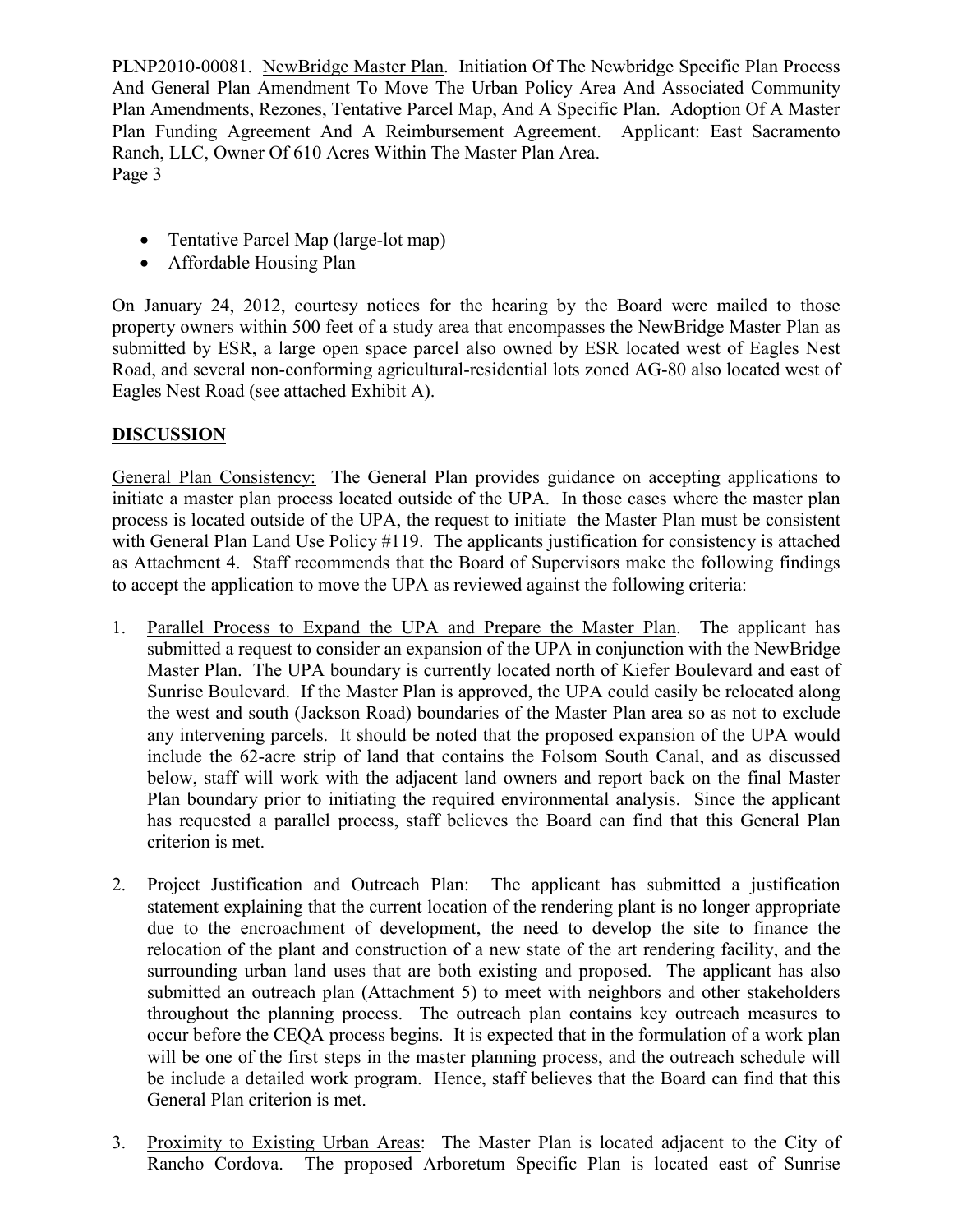- Tentative Parcel Map (large-lot map)
- Affordable Housing Plan

On January 24, 2012, courtesy notices for the hearing by the Board were mailed to those property owners within 500 feet of a study area that encompasses the NewBridge Master Plan as submitted by ESR, a large open space parcel also owned by ESR located west of Eagles Nest Road, and several non-conforming agricultural-residential lots zoned AG-80 also located west of Eagles Nest Road (see attached Exhibit A).

## DISCUSSION

General Plan Consistency: The General Plan provides guidance on accepting applications to initiate a master plan process located outside of the UPA. In those cases where the master plan process is located outside of the UPA, the request to initiate the Master Plan must be consistent with General Plan Land Use Policy #119. The applicants justification for consistency is attached as Attachment 4. Staff recommends that the Board of Supervisors make the following findings to accept the application to move the UPA as reviewed against the following criteria:

1. Parallel Process to Expand the UPA and Prepare the Master Plan. The applicant has submitted a request to consider an expansion of the UPA in conjunction with the NewBridge Master Plan. The UPA boundary is currently located north of Kiefer Boulevard and east of Sunrise Boulevard. If the Master Plan is approved, the UPA could easily be relocated along the west and south (Jackson Road) boundaries of the Master Plan area so as not to exclude any intervening parcels. It should be noted that the proposed expansion of the UPA would include the 62-acre strip of land that contains the Folsom South Canal, and as discussed below, staff will work with the adjacent land owners and report back on the final Master Plan boundary prior to initiating the required environmental analysis. Since the applicant has requested a parallel process, staff believes the Board can find that this General Plan criterion is met.

2. Project Justification and Outreach Plan: The applicant has submitted a justification statement explaining that the current location of the rendering plant is no longer appropriate due to the encroachment of development, the need to develop the site to finance the relocation of the plant and construction of a new state of the art rendering facility, and the surrounding urban land uses that are both existing and proposed. The applicant has also submitted an outreach plan (Attachment 5) to meet with neighbors and other stakeholders throughout the planning process. The outreach plan contains key outreach measures to occur before the CEQA process begins. It is expected that in the formulation of a work plan will be one of the first steps in the master planning process, and the outreach schedule will be include a detailed work program. Hence, staff believes that the Board can find that this General Plan criterion is met.

3. Proximity to Existing Urban Areas: The Master Plan is located adjacent to the City of Rancho Cordova. The proposed Arboretum Specific Plan is located east of Sunrise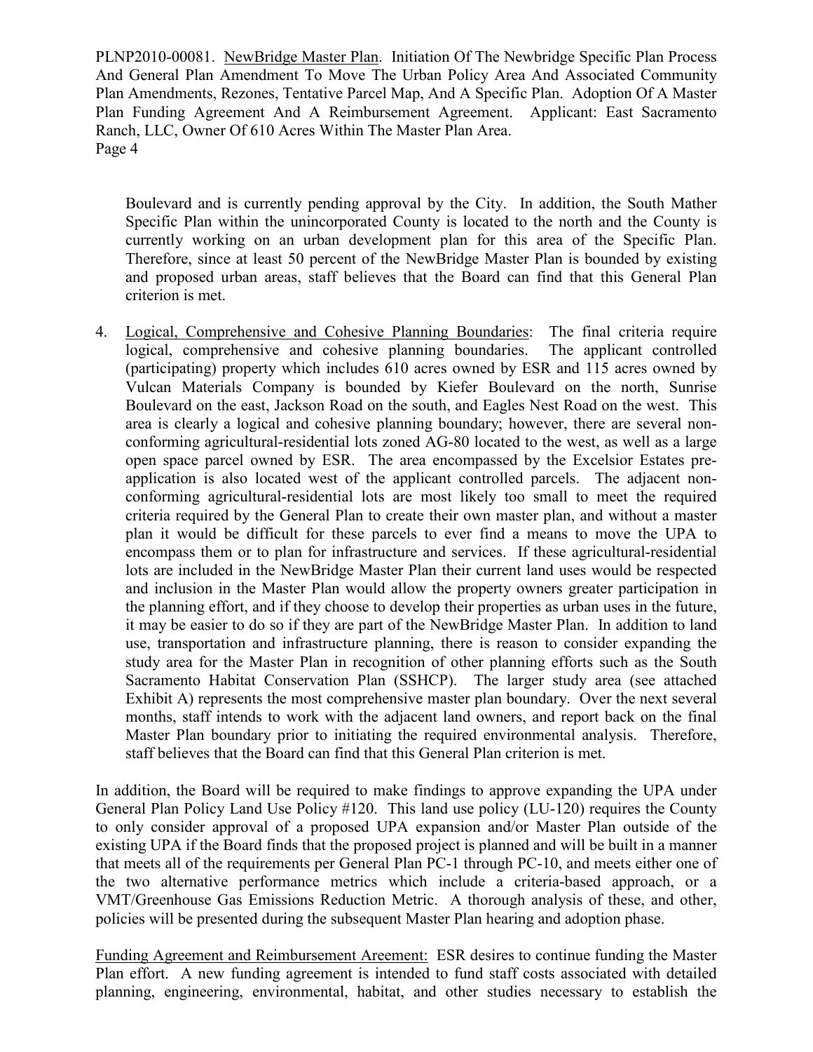Boulevard and is currently pending approval by the City. In addition, the South Mather Specific Plan within the unincorporated County is located to the north and the County is currently working on an urban development plan for this area of the Specific Plan. Therefore, since at least 50 percent of the NewBridge Master Plan is bounded by existing and proposed urban areas, staff believes that the Board can find that this General Plan criterion is met.

4. Logical, Comprehensive and Cohesive Planning Boundaries: The final criteria require logical, comprehensive and cohesive planning boundaries. The applicant controlled (participating) property which includes 610 acres owned by ESR and 115 acres owned by Vulcan Materials Company is bounded by Kiefer Boulevard on the north, Sunrise Boulevard on the east, Jackson Road on the south, and Eagles Nest Road on the west. This area is clearly a logical and cohesive planning boundary; however, there are several non-conforming agricultural-residential lots zoned AG-80 located to the west, as well as a large open space parcel owned by ESR. The area encompassed by the Excelsior Estates pre-application is also located west of the applicant controlled parcels. The adjacent non-conforming agricultural-residential lots are most likely too small to meet the required criteria required by the General Plan to create their own master plan, and without a master plan it would be difficult for these parcels to ever find a means to move the UPA to encompass them or to plan for infrastructure and services. If these agricultural-residential lots are included in the NewBridge Master Plan their current land uses would be respected and inclusion in the Master Plan would allow the property owners greater participation in the planning effort, and if they choose to develop their properties as urban uses in the future, it may be easier to do so if they are part of the NewBridge Master Plan. In addition to land use, transportation and infrastructure planning, there is reason to consider expanding the study area for the Master Plan in recognition of other planning efforts such as the South Sacramento Habitat Conservation Plan (SSHCP). The larger study area (see attached Exhibit A) represents the most comprehensive master plan boundary. Over the next several months, staff intends to work with the adjacent land owners, and report back on the final Master Plan boundary prior to initiating the required environmental analysis. Therefore, staff believes that the Board can find that this General Plan criterion is met.

In addition, the Board will be required to make findings to approve expanding the UPA under General Plan Policy Land Use Policy #120. This land use policy (LU-120) requires the County to only consider approval of a proposed UPA expansion and/or Master Plan outside of the existing UPA if the Board finds that the proposed project is planned and will be built in a manner that meets all of the requirements per General Plan PC-1 through PC-10, and meets either one of the two alternative performance metrics which include a criteria-based approach, or a VMT/Greenhouse Gas Emissions Reduction Metric. A thorough analysis of these, and other, policies will be presented during the subsequent Master Plan hearing and adoption phase.

Funding Agreement and Reimbursement Areement: ESR desires to continue funding the Master Plan effort. A new funding agreement is intended to fund staff costs associated with detailed planning, engineering, environmental, habitat, and other studies necessary to establish the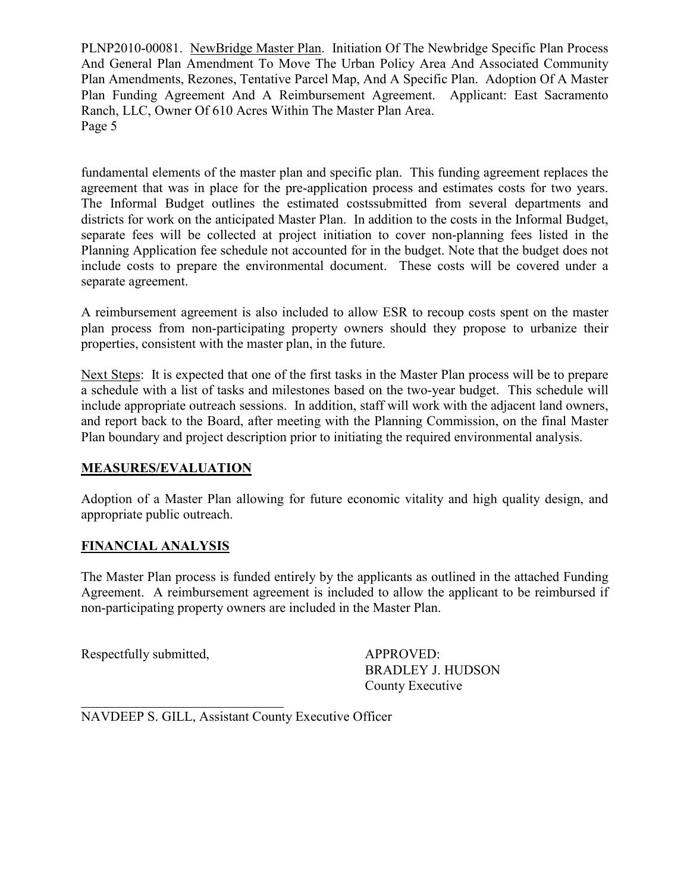fundamental elements of the master plan and specific plan. This funding agreement replaces the agreement that was in place for the pre-application process and estimates costs for two years. The Informal Budget outlines the estimated costssubmitted from several departments and districts for work on the anticipated Master Plan. In addition to the costs in the Informal Budget, separate fees will be collected at project initiation to cover non-planning fees listed in the Planning Application fee schedule not accounted for in the budget. Note that the budget does not include costs to prepare the environmental document. These costs will be covered under a separate agreement.

A reimbursement agreement is also included to allow ESR to recoup costs spent on the master plan process from non-participating property owners should they propose to urbanize their properties, consistent with the master plan, in the future.

Next Steps: It is expected that one of the first tasks in the Master Plan process will be to prepare a schedule with a list of tasks and milestones based on the two-year budget. This schedule will include appropriate outreach sessions. In addition, staff will work with the adjacent land owners, and report back to the Board, after meeting with the Planning Commission, on the final Master Plan boundary and project description prior to initiating the required environmental analysis.

## MEASURES/EVALUATION

Adoption of a Master Plan allowing for future economic vitality and high quality design, and appropriate public outreach.

## FINANCIAL ANALYSIS

The Master Plan process is funded entirely by the applicants as outlined in the attached Funding Agreement. A reimbursement agreement is included to allow the applicant to be reimbursed if non-participating property owners are included in the Master Plan.

Respectfully submitted,

APPROVED:
BRADLEY J. HUDSON
County Executive

NAVDEEP S. GILL, Assistant County Executive Officer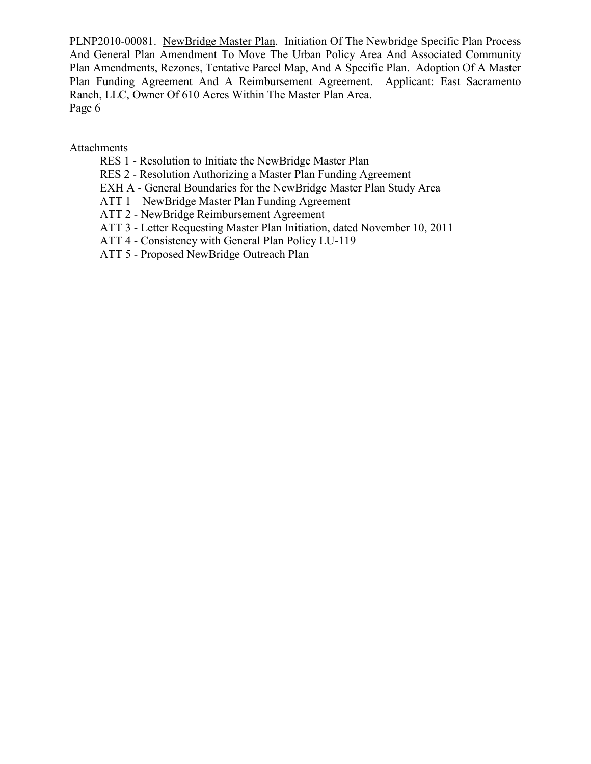Attachments

- RES 1 - Resolution to Initiate the NewBridge Master Plan
- RES 2 - Resolution Authorizing a Master Plan Funding Agreement
- EXH A - General Boundaries for the NewBridge Master Plan Study Area
- ATT 1 – NewBridge Master Plan Funding Agreement
- ATT 2 - NewBridge Reimbursement Agreement
- ATT 3 - Letter Requesting Master Plan Initiation, dated November 10, 2011
- ATT 4 - Consistency with General Plan Policy LU-119
- ATT 5 - Proposed NewBridge Outreach Plan